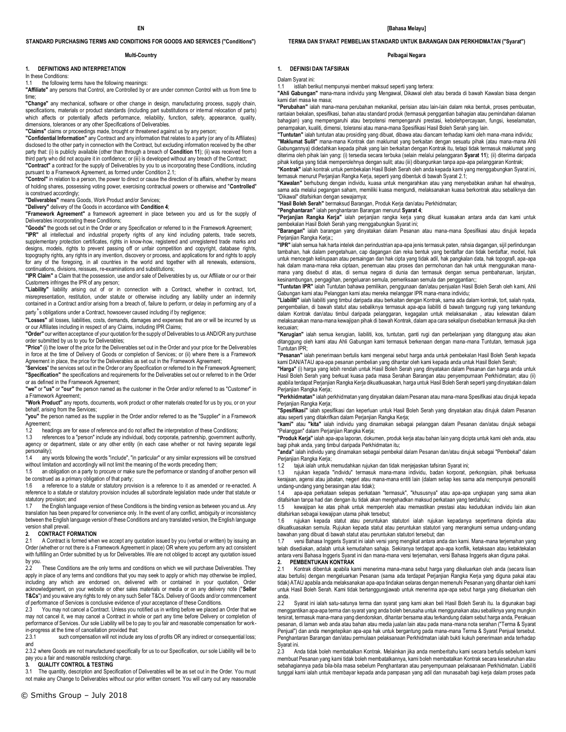EN

**STANDARD PURCHASING TERMS AND CONDITIONS FOR GOODS AND SERVICES ("Conditions")**

**Multi-Country**

## 1. DEFINITIONS AND INTERPRETATION

In these Conditions:

1.1 the following terms have the following meanings:

**"Affiliate"** any persons that Control, are Controlled by or are under common Control with us from time to time;

**"Change"** any mechanical, software or other change in design, manufacturing process, supply chain, specifications, materials or product standards (including part substitutions or internal relocation of parts) which affects or potentially affects performance, reliability, function, safety, appearance, quality, dimensions, tolerances or any other Specifications of Deliverables.

**"Claims"** claims or proceedings made, brought or threatened against us by any person;

**"Confidential Information"** any Contract and any information that relates to a party (or any of its Affiliates) disclosed to the other party in connection with the Contract, but excluding information received by the other party that: (i) is publicly available (other than through a breach of **Condition 11**); (ii) was received from a third party who did not acquire it in confidence; or (iii) is developed without any breach of the Contract;

**"Contract"** a contract for the supply of Deliverables by you to us incorporating these Conditions, including pursuant to a Framework Agreement, as formed under Condition 2.1;

**"Control"** in relation to a person, the power to direct or cause the direction of its affairs, whether by means of holding shares, possessing voting power, exercising contractual powers or otherwise and "**Controlled**" is construed accordingly;

**"Deliverables"** means Goods, Work Product and/or Services;

**"Delivery"** delivery of the Goods in accordance with **Condition 4**;

**"Framework Agreement"** a framework agreement in place between you and us for the supply of Deliverables incorporating these Conditions;

**"Goods"** the goods set out in the Order or any Specification or referred to in the Framework Agreement;

**"IPR"** all intellectual and industrial property rights of any kind including patents, trade secrets, supplementary protection certificates, rights in know-how, registered and unregistered trade marks and designs, models, rights to prevent passing off or unfair competition and copyright, database rights, topography rights, any rights in any invention, discovery or process, and applications for and rights to apply for any of the foregoing, in all countries in the world and together with all renewals, extensions, continuations, divisions, reissues, re-examinations and substitutions;

**"IPR Claim"** a Claim that the possession, use and/or sale of Deliverables by us, our Affiliate or our or their Customers infringes the IPR of any person;

**"Liability"** liability arising out of or in connection with a Contract, whether in contract, tort, misrepresentation, restitution, under statute or otherwise including any liability under an indemnity contained in a Contract and/or arising from a breach of, failure to perform, or delay in performing any of a party's obligations under a Contract, howsoever caused including if by negligence;

**"Losses"** all losses, liabilities, costs, demands, damages and expenses that are or will be incurred by us or our Affiliates including in respect of any Claims, including IPR Claims;

**"Order"** our written acceptance of your quotation for the supply of Deliverables to us AND/OR any purchase order submitted by us to you for Deliverables;

**"Price"** (i) the lower of the price for the Deliverables set out in the Order and your price for the Deliverables in force at the time of Delivery of Goods or completion of Services; or (ii) where there is a Framework Agreement in place, the price for the Deliverables as set out in the Framework Agreement;

**"Services"** the services set out in the Order or any Specification or referred to in the Framework Agreement;

**"Specification"** the specifications and requirements for the Deliverables set out or referred to in the Order or as defined in the Framework Agreement;

**"we"** or **"us"** or **"our"** the person named as the customer in the Order and/or referred to as "Customer" in a Framework Agreement;

**"Work Product"** any reports, documents, work product or other materials created for us by you, or on your behalf, arising from the Services;

**"you"** the person named as the supplier in the Order and/or referred to as the "Supplier" in a Framework Agreement;

1.2 headings are for ease of reference and do not affect the interpretation of these Conditions;

1.3 references to a "person" include any individual, body corporate, partnership, government authority, agency or department, state or any other entity (in each case whether or not having separate legal personality);

1.4 any words following the words "include", "in particular" or any similar expressions will be construed without limitation and accordingly will not limit the meaning of the words preceding them;

1.5 an obligation on a party to procure or make sure the performance or standing of another person will be construed as a primary obligation of that party;

1.6 a reference to a statute or statutory provision is a reference to it as amended or re-enacted. A reference to a statute or statutory provision includes all subordinate legislation made under that statute or statutory provision; and

1.7 the English language version of these Conditions is the binding version as between you and us. Any translation has been prepared for convenience only. In the event of any conflict, ambiguity or inconsistency between the English language version of these Conditions and any translated version, the English language version shall prevail.

## 2. CONTRACT FORMATION

2.1 A Contract is formed when we accept any quotation issued by you (verbal or written) by issuing an Order (whether or not there is a Framework Agreement in place) OR where you perform any act consistent with fulfilling an Order submitted by us for Deliverables. We are not obliged to accept any quotation issued by you.

2.2 These Conditions are the only terms and conditions on which we will purchase Deliverables. They apply in place of any terms and conditions that you may seek to apply or which may otherwise be implied, including any which are endorsed on, delivered with or contained in your quotation, Order acknowledgement, on your website or other sales materials or media or on any delivery note ("**Seller T&Cs**") and you waive any rights to rely on any such Seller T&Cs. Delivery of Goods and/or commencement of performance of Services is conclusive evidence of your acceptance of these Conditions.

2.3 You may not cancel a Contract. Unless you notified us in writing before we placed an Order that we may not cancel it, we may cancel a Contract in whole or part any time before Delivery or completion of performance of Services. Our sole Liability will be to pay to you fair and reasonable compensation for work-in-progress at the time of cancellation provided that:

2.3.1 such compensation will not include any loss of profits OR any indirect or consequential loss; and

2.3.2 where Goods are not manufactured specifically for us to our Specification, our sole Liability will be to pay you a fair and reasonable restocking charge.

## 3. QUALITY CONTROL & TESTING

3.1 The quantity, description and Specification of Deliverables will be as set out in the Order. You must not make any Change to Deliverables without our prior written consent. You will carry out any reasonable

[Bahasa Melayu]

**TERMA DAN SYARAT PEMBELIAN STANDARD UNTUK BARANGAN DAN PERKHIDMATAN ("Syarat")**

**Pelbagai Negara**

## 1. DEFINISI DAN TAFSIRAN

Dalam Syarat ini:

1.1 istilah berikut mempunyai memberi maksud seperti yang tertera:

**"Ahli Gabungan"** mana-mana individu yang Mengawal, Dikawal oleh atau berada di bawah Kawalan biasa dengan kami dari masa ke masa;

**"Perubahan"** ialah mana-mana perubahan mekanikal, perisian atau lain-lain dalam reka bentuk, proses pembuatan, rantaian bekalan, spesifikasi, bahan atau standard produk (termasuk penggantian bahagian dan pemindahan dalaman bahagian) yang mempengaruhi atau berpotensi mempengaruhi prestasi, kebolehpercayaan, fungsi, keselamatan, penampakan, kualiti, dimensi, toleransi atau mana-mana Spesifikasi Hasil Boleh Serah yang lain.

**"Tuntutan"** ialah tuntutan atau prosiding yang dibuat, dibawa atau diancam terhadap kami oleh mana-mana individu;

**"Maklumat Sulit"** mana-mana Kontrak dan maklumat yang berkaitan dengan sesuatu pihak (atau mana-mana Ahli Gabungannya) didedahkan kepada pihak yang lain berkaitan dengan Kontrak itu, tetapi tidak termasuk maklumat yang diterima oleh pihak lain yang: (i) tersedia secara terbuka (selain melalui pelanggaran **Syarat 11**); (ii) diterima daripada pihak ketiga yang tidak memperolehnya dengan sulit; atau (iii) dibangunkan tanpa apa-apa pelanggaran Kontrak;

**"Kontrak"** ialah kontrak untuk pembekalan Hasil Boleh Serah oleh anda kepada kami yang menggabungkan Syarat ini, termasuk menurut Perjanjian Rangka Kerja, seperti yang dibentuk di bawah Syarat 2.1;

**"Kawalan"** berhubung dengan individu, kuasa untuk mengarahkan atau yang menyebabkan arahan hal ehwalnya, sama ada melalui pegangan saham, memiliki kuasa mengundi, melaksanakan kuasa berkontrak atau sebaliknya dan "Dikawal" ditafsirkan dengan sewajarnya;

**"Hasil Boleh Serah"** bermaksud Barangan, Produk Kerja dan/atau Perkhidmatan;

**"Penghantaran"** ialah penghantaran Barangan menurut **Syarat 4**;

**"Perjanjian Rangka Kerja"** ialah perjanjian rangka kerja yang dikuat kuasakan antara anda dan kami untuk pembekalan Hasil Boleh Serah yang menggabungkan Syarat ini;

**"Barangan"** ialah barangan yang dinyatakan dalam Pesanan atau mana-mana Spesifikasi atau dirujuk kepada Perjanjian Rangka Kerja;;

**"IPR"** ialah semua hak harta intelek dan perindustrian apa-apa jenis termasuk paten, rahsia dagangan, sijil perlindungan tambahan, hak dalam pengetahuan, cap dagangan dan reka bentuk yang berdaftar dan tidak berdaftar, model, hak untuk mencegah kelirupaan atau persaingan dan hak cipta yang tidak adil, hak pangkalan data, hak topografi, apa-apa hak dalam mana-mana reka ciptaan, penemuan atau proses dan permohonan dan hak untuk menggunakan mana-mana yang disebut di atas, di semua negara di dunia dan termasuk dengan semua pembaharuan, lanjutan, kesinambungan, pengagihan, pengeluaran semula, pemeriksaan semula dan penggantian;;

**"Tuntutan IPR"** ialah Tuntutan bahawa pemilikan, penggunaan dan/atau penjualan Hasil Boleh Serah oleh kami, Ahli Gabungan kami atau Pelanggan kami atau mereka melanggar IPR mana-mana individu;

**"Liabiliti"** ialah liabiliti yang timbul daripada atau berkaitan dengan Kontrak, sama ada dalam kontrak, tort, salah nyata, pengembalian, di bawah statut atau sebaliknya termasuk apa-apa liabiliti di bawah tanggung rugi yang terkandung dalam Kontrak dan/atau timbul daripada pelanggaran, kegagalan untuk melaksanakan , atau kelewatan dalam melaksanakan mana-mana kewajipan pihak di bawah Kontrak, dalam apa cara sekalipun disebabkan termasuk jika oleh kecuaian;

**"Kerugian"** ialah semua kerugian, liabiliti, kos, tuntutan, ganti rugi dan perbelanjaan yang ditanggung atau akan ditanggung oleh kami atau Ahli Gabungan kami termasuk berkenaan dengan mana-mana Tuntutan, termasuk juga Tuntutan IPR;

**"Pesanan"** ialah penerimaan bertulis kami mengenai sebut harga anda untuk pembekalan Hasil Boleh Serah kepada kami DAN/ATAU apa-apa pesanan pembelian yang dihantar oleh kami kepada anda untuk Hasil Boleh Serah;

**"Harga"** (i) harga yang lebih rendah untuk Hasil Boleh Serah yang dinyatakan dalam Pesanan dan harga anda untuk Hasil Boleh Serah yang berkuat kuasa pada masa Serahan Barangan atau penyempurnaan Perkhidmatan; atau (ii) apabila terdapat Perjanjian Rangka Kerja dikuatkuasakan, harga untuk Hasil Boleh Serah seperti yang dinyatakan dalam Perjanjian Rangka Kerja;

**"Perkhidmatan"** ialah perkhidmatan yang dinyatakan dalam Pesanan atau mana-mana Spesifikasi atau dirujuk kepada Perjanjian Rangka Kerja;

**"Spesifikasi"** ialah spesifikasi dan keperluan untuk Hasil Boleh Serah yang dinyatakan atau dirujuk dalam Pesanan atau seperti yang ditakrifkan dalam Perjanjian Rangka Kerja;

**"kami"** atau **"kita"** ialah individu yang dinamakan sebagai pelanggan dalam Pesanan dan/atau dirujuk sebagai "Pelanggan" dalam Perjanjian Rangka Kerja;

**"Produk Kerja"** ialah apa-apa laporan, dokumen, produk kerja atau bahan lain yang dicipta untuk kami oleh anda, atau bagi pihak anda, yang timbul daripada Perkhidmatan itu;

**"anda"** ialah individu yang dinamakan sebagai pembekal dalam Pesanan dan/atau dirujuk sebagai "Pembekal" dalam Perjanjian Rangka Kerja;

1.2 tajuk ialah untuk memudahkan rujukan dan tidak menjejaskan tafsiran Syarat ini;

1.3 rujukan kepada "individu" termasuk mana-mana individu, badan korporat, perkongsian, pihak berkuasa kerajaan, agensi atau jabatan, negeri atau mana-mana entiti lain (dalam setiap kes sama ada mempunyai personaliti undang-undang yang berasingan atau tidak);

1.4 apa-apa perkataan selepas perkataan "termasuk", "khususnya" atau apa-apa ungkapan yang sama akan ditafsirkan tanpa had dan dengan itu tidak akan mengehadkan maksud perkataan yang terdahulu;

1.5 kewajipan ke atas pihak untuk memperoleh atau memastikan prestasi atau kedudukan individu lain akan ditafsirkan sebagai kewajipan utama pihak tersebut;

1.6 rujukan kepada statut atau peruntukan statutori ialah rujukan kepadanya sepertimana dipinda atau dikuatkuasakan semula. Rujukan kepada statut atau peruntukan statutori yang merangkumi semua undang-undang bawahan yang dibuat di bawah statut atau peruntukan statutori tersebut; dan

1.7 versi Bahasa Inggeris Syarat ini ialah versi yang mengikat antara anda dan kami. Mana-mana terjemahan yang telah disediakan, adalah untuk kemudahan sahaja. Sekiranya terdapat apa-apa konflik, ketaksaan atau ketaktekalan antara versi Bahasa Inggeris Syarat ini dan mana-mana versi terjemahan, versi Bahasa Inggeris akan diguna pakai.

## 2. PEMBENTUKAN KONTRAK

2.1 Kontrak dibentuk apabila kami menerima mana-mana sebut harga yang dikeluarkan oleh anda (secara lisan atau bertulis) dengan mengeluarkan Pesanan (sama ada terdapat Perjanjian Rangka Kerja yang diguna pakai atau tidak) ATAU apabila anda melaksanakan apa-apa tindakan selaras dengan memenuhi Pesanan yang dihantar oleh kami untuk Hasil Boleh Serah. Kami tidak bertanggungjawab untuk menerima apa-apa sebut harga yang dikeluarkan oleh anda.

2.2 Syarat ini ialah satu-satunya terma dan syarat yang kami akan beli Hasil Boleh Serah itu. Ia digunakan bagi menggantikan apa-apa terma dan syarat yang anda boleh berusaha untuk menggunakan atau sebaliknya yang mungkin tersirat, termasuk mana-mana yang diendorskan, dihantar bersama atau terkandung dalam sebut harga anda, Perakuan pesanan, di laman web anda atau bahan atau media jualan lain atau pada mana-mana nota serahan ("Terma & Syarat Penjual") dan anda mengetepikan apa-apa hak untuk bergantung pada mana-mana Terma & Syarat Penjual tersebut. Penghantaran Barangan dan/atau permulaan pelaksanaan Perkhidmatan ialah bukti kukuh penerimaan anda terhadap Syarat ini.

2.3 Anda tidak boleh membatalkan Kontrak. Melainkan jika anda memberitahu kami secara bertulis sebelum kami membuat Pesanan yang kami tidak boleh membatalkannya, kami boleh membatalkan Kontrak secara keseluruhan atau sebahagiannya pada bila-bila masa sebelum Penghantaran atau penyempurnaan pelaksanaan Perkhidmatan. Liabiliti tunggal kami ialah untuk membayar kepada anda pampasan yang adil dan munasabah bagi kerja dalam proses pada

© Smiths Group – July 2018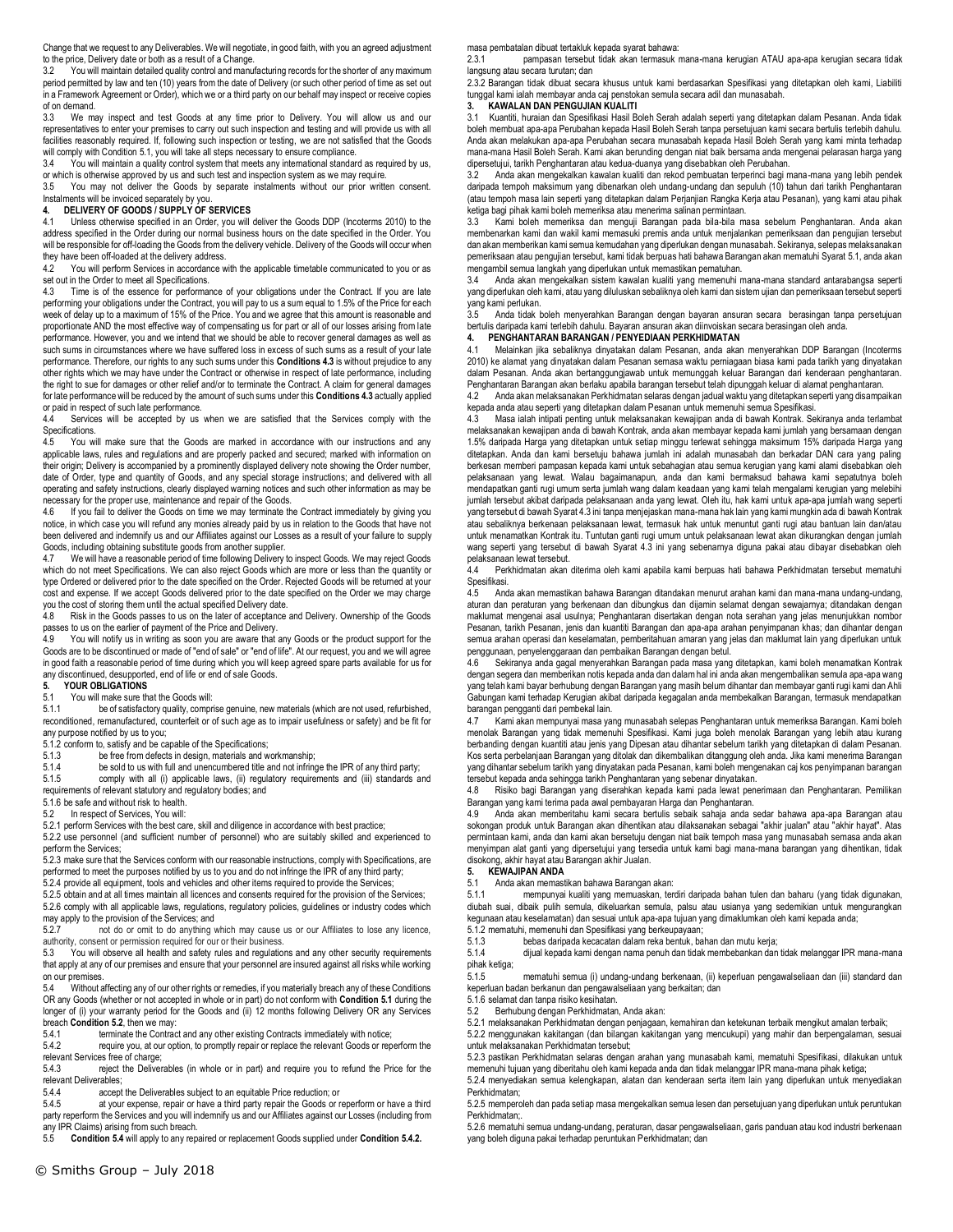Change that we request to any Deliverables. We will negotiate, in good faith, with you an agreed adjustment to the price, Delivery date or both as a result of a Change.

3.2 You will maintain detailed quality control and manufacturing records for the shorter of any maximum period permitted by law and ten (10) years from the date of Delivery (or such other period of time as set out in a Framework Agreement or Order), which we or a third party on our behalf may inspect or receive copies of on demand.

3.3 We may inspect and test Goods at any time prior to Delivery. You will allow us and our representatives to enter your premises to carry out such inspection and testing and will provide us with all facilities reasonably required. If, following such inspection or testing, we are not satisfied that the Goods will comply with Condition 5.1, you will take all steps necessary to ensure compliance.

3.4 You will maintain a quality control system that meets any international standard as required by us, or which is otherwise approved by us and such test and inspection system as we may require.

3.5 You may not deliver the Goods by separate instalments without our prior written consent. Instalments will be invoiced separately by you.

**4. DELIVERY OF GOODS / SUPPLY OF SERVICES**

4.1 Unless otherwise specified in an Order, you will deliver the Goods DDP (Incoterms 2010) to the address specified in the Order during our normal business hours on the date specified in the Order. You will be responsible for off-loading the Goods from the delivery vehicle. Delivery of the Goods will occur when they have been off-loaded at the delivery address.

4.2 You will perform Services in accordance with the applicable timetable communicated to you or as set out in the Order to meet all Specifications.

4.3 Time is of the essence for performance of your obligations under the Contract. If you are late performing your obligations under the Contract, you will pay to us a sum equal to 1.5% of the Price for each week of delay up to a maximum of 15% of the Price. You and we agree that this amount is reasonable and proportionate AND the most effective way of compensating us for part or all of our losses arising from late performance. However, you and we intend that we should be able to recover general damages as well as such sums in circumstances where we have suffered loss in excess of such sums as a result of your late performance. Therefore, our rights to any such sums under this **Conditions 4.3** is without prejudice to any other rights which we may have under the Contract or otherwise in respect of late performance, including the right to sue for damages or other relief and/or to terminate the Contract. A claim for general damages for late performance will be reduced by the amount of such sums under this **Conditions 4.3** actually applied or paid in respect of such late performance.

4.4 Services will be accepted by us when we are satisfied that the Services comply with the Specifications.

4.5 You will make sure that the Goods are marked in accordance with our instructions and any applicable laws, rules and regulations and are properly packed and secured; marked with information on their origin; Delivery is accompanied by a prominently displayed delivery note showing the Order number, date of Order, type and quantity of Goods, and any special storage instructions; and delivered with all operating and safety instructions, clearly displayed warning notices and such other information as may be necessary for the proper use, maintenance and repair of the Goods.

4.6 If you fail to deliver the Goods on time we may terminate the Contract immediately by giving you notice, in which case you will refund any monies already paid by us in relation to the Goods that have not been delivered and indemnify us and our Affiliates against our Losses as a result of your failure to supply Goods, including obtaining substitute goods from another supplier.

4.7 We will have a reasonable period of time following Delivery to inspect Goods. We may reject Goods which do not meet Specifications. We can also reject Goods which are more or less than the quantity or type Ordered or delivered prior to the date specified on the Order. Rejected Goods will be returned at your cost and expense. If we accept Goods delivered prior to the date specified on the Order we may charge you the cost of storing them until the actual specified Delivery date.

4.8 Risk in the Goods passes to us on the later of acceptance and Delivery. Ownership of the Goods passes to us on the earlier of payment of the Price and Delivery.

4.9 You will notify us in writing as soon you are aware that any Goods or the product support for the Goods are to be discontinued or made of "end of sale" or "end of life". At our request, you and we will agree in good faith a reasonable period of time during which you will keep agreed spare parts available for us for any discontinued, desupported, end of life or end of sale Goods.

**5. YOUR OBLIGATIONS**

5.1 You will make sure that the Goods will:

5.1.1 be of satisfactory quality, comprise genuine, new materials (which are not used, refurbished, reconditioned, remanufactured, counterfeit or of such age as to impair usefulness or safety) and be fit for any purpose notified by us to you;

5.1.2 conform to, satisfy and be capable of the Specifications;

5.1.3 be free from defects in design, materials and workmanship;

5.1.4 be sold to us with full and unencumbered title and not infringe the IPR of any third party;

5.1.5 comply with all (i) applicable laws, (ii) regulatory requirements and (iii) standards and requirements of relevant statutory and regulatory bodies; and

5.1.6 be safe and without risk to health.

5.2 In respect of Services, You will:

5.2.1 perform Services with the best care, skill and diligence in accordance with best practice;

5.2.2 use personnel (and sufficient number of personnel) who are suitably skilled and experienced to perform the Services;

5.2.3 make sure that the Services conform with our reasonable instructions, comply with Specifications, are performed to meet the purposes notified by us to you and do not infringe the IPR of any third party;

5.2.4 provide all equipment, tools and vehicles and other items required to provide the Services;

5.2.5 obtain and at all times maintain all licences and consents required for the provision of the Services;

5.2.6 comply with all applicable laws, regulations, regulatory policies, guidelines or industry codes which may apply to the provision of the Services; and

5.2.7 not do or omit to do anything which may cause us or our Affiliates to lose any licence, authority, consent or permission required for our or their business.

5.3 You will observe all health and safety rules and regulations and any other security requirements that apply at any of our premises and ensure that your personnel are insured against all risks while working on our premises.

5.4 Without affecting any of our other rights or remedies, if you materially breach any of these Conditions OR any Goods (whether or not accepted in whole or in part) do not conform with **Condition 5.1** during the longer of (i) your warranty period for the Goods and (ii) 12 months following Delivery OR any Services breach **Condition 5.2**, then we may:

5.4.1 terminate the Contract and any other existing Contracts immediately with notice;

5.4.2 require you, at our option, to promptly repair or replace the relevant Goods or reperform the relevant Services free of charge;

5.4.3 reject the Deliverables (in whole or in part) and require you to refund the Price for the relevant Deliverables;

5.4.4 accept the Deliverables subject to an equitable Price reduction; or

5.4.5 at your expense, repair or have a third party repair the Goods or reperform or have a third party reperform the Services and you will indemnify us and our Affiliates against our Losses (including from any IPR Claims) arising from such breach.

5.5 **Condition 5.4** will apply to any repaired or replacement Goods supplied under **Condition 5.4.2.**

masa pembatalan dibuat tertakluk kepada syarat bahawa:

2.3.1 pampasan tersebut tidak akan termasuk mana-mana kerugian ATAU apa-apa kerugian secara tidak langsung atau secara turutan; dan

2.3.2 Barangan tidak dibuat secara khusus untuk kami berdasarkan Spesifikasi yang ditetapkan oleh kami, Liabiliti tunggal kami ialah membayar anda caj penstokan semula secara adil dan munasabah.

**3. KAWALAN DAN PENGUJIAN KUALITI**

3.1 Kuantiti, huraian dan Spesifikasi Hasil Boleh Serah adalah seperti yang ditetapkan dalam Pesanan. Anda tidak boleh membuat apa-apa Perubahan kepada Hasil Boleh Serah tanpa persetujuan kami secara bertulis terlebih dahulu. Anda akan melakukan apa-apa Perubahan secara munasabah kepada Hasil Boleh Serah yang kami minta terhadap mana-mana Hasil Boleh Serah. Kami akan berunding dengan niat baik bersama anda mengenai pelarasan harga yang dipersetujui, tarikh Penghantaran atau kedua-duanya yang disebabkan oleh Perubahan.

3.2 Anda akan mengekalkan kawalan kualiti dan rekod pembuatan terperinci bagi mana-mana yang lebih pendek daripada tempoh maksimum yang dibenarkan oleh undang-undang dan sepuluh (10) tahun dari tarikh Penghantaran (atau tempoh masa lain seperti yang ditetapkan dalam Perjanjian Rangka Kerja atau Pesanan), yang kami atau pihak ketiga bagi pihak kami boleh memeriksa atau menerima salinan permintaan.

3.3 Kami boleh memeriksa dan menguji Barangan pada bila-bila masa sebelum Penghantaran. Anda akan membenarkan kami dan wakil kami memasuki premis anda untuk menjalankan pemeriksaan dan pengujian tersebut dan akan memberikan kami semua kemudahan yang diperlukan dengan munasabah. Sekiranya, selepas melaksanakan pemeriksaan atau pengujian tersebut, kami tidak berpuas hati bahawa Barangan akan mematuhi Syarat 5.1, anda akan mengambil semua langkah yang diperlukan untuk memastikan pematuhan.

3.4 Anda akan mengekalkan sistem kawalan kualiti yang memenuhi mana-mana standard antarabangsa seperti yang diperlukan oleh kami, atau yang diluluskan sebaliknya oleh kami dan sistem ujian dan pemeriksaan tersebut seperti yang kami perlukan.

3.5 Anda tidak boleh menyerahkan Barangan dengan bayaran ansuran secara berasingan tanpa persetujuan bertulis daripada kami terlebih dahulu. Bayaran ansuran akan diinvoiskan secara berasingan oleh anda.

**4. PENGHANTARAN BARANGAN / PENYEDIAAN PERKHIDMATAN**

4.1 Melainkan jika sebaliknya dinyatakan dalam Pesanan, anda akan menyerahkan DDP Barangan (Incoterms 2010) ke alamat yang dinyatakan dalam Pesanan semasa waktu perniagaan biasa kami pada tarikh yang dinyatakan dalam Pesanan. Anda akan bertanggungjawab untuk memunggah keluar Barangan dari kenderaan penghantaran. Penghantaran Barangan akan berlaku apabila barangan tersebut telah dipunggah keluar di alamat penghantaran.

4.2 Anda akan melaksanakan Perkhidmatan selaras dengan jadual waktu yang ditetapkan seperti yang disampaikan kepada anda atau seperti yang ditetapkan dalam Pesanan untuk memenuhi semua Spesifikasi.

4.3 Masa ialah intipati penting untuk melaksanakan kewajipan anda di bawah Kontrak. Sekiranya anda terlambat melaksanakan kewajipan anda di bawah Kontrak, anda akan membayar kepada kami jumlah yang bersamaan dengan 1.5% daripada Harga yang ditetapkan untuk setiap minggu terlewat sehingga maksimum 15% daripada Harga yang ditetapkan. Anda dan kami bersetuju bahawa jumlah ini adalah munasabah dan berkadar DAN cara yang paling berkesan memberi pampasan kepada kami untuk sebahagian atau semua kerugian yang kami alami disebabkan oleh pelaksanaan yang lewat. Walau bagaimanapun, anda dan kami bermaksud bahawa kami sepatutnya boleh mendapatkan ganti rugi umum serta jumlah wang dalam keadaan yang kami telah mengalami kerugian yang melebihi jumlah tersebut akibat daripada pelaksanaan anda yang lewat. Oleh itu, hak kami untuk apa-apa jumlah wang seperti yang tersebut di bawah Syarat 4.3 ini tanpa menjejaskan mana-mana hak lain yang kami mungkin ada di bawah Kontrak atau sebaliknya berkenaan pelaksanaan lewat, termasuk hak untuk menuntut ganti rugi atau bantuan lain dan/atau untuk menamatkan Kontrak itu. Tuntutan ganti rugi umum untuk pelaksanaan lewat akan dikurangkan dengan jumlah wang seperti yang tersebut di bawah Syarat 4.3 ini yang sebenarnya diguna pakai atau dibayar disebabkan oleh pelaksanaan lewat tersebut.

4.4 Perkhidmatan akan diterima oleh kami apabila kami berpuas hati bahawa Perkhidmatan tersebut mematuhi Spesifikasi.

4.5 Anda akan memastikan bahawa Barangan ditandakan menurut arahan kami dan mana-mana undang-undang, aturan dan peraturan yang berkenaan dan dibungkus dan dijamin selamat dengan sewajarnya; ditandakan dengan maklumat mengenai asal usulnya; Penghantaran disertakan dengan nota serahan yang jelas menunjukkan nombor Pesanan, tarikh Pesanan, jenis dan kuantiti Barangan dan apa-apa arahan penyimpanan khas; dan dihantar dengan semua arahan operasi dan keselamatan, pemberitahuan amaran yang jelas dan maklumat lain yang diperlukan untuk penggunaan, penyelenggaraan dan pembaikan Barangan dengan betul.

4.6 Sekiranya anda gagal menyerahkan Barangan pada masa yang ditetapkan, kami boleh menamatkan Kontrak dengan segera dan memberikan notis kepada anda dan dalam hal ini anda akan mengembalikan semula apa-apa wang yang telah kami bayar berhubung dengan Barangan yang masih belum dihantar dan membayar ganti rugi kami dan Ahli Gabungan kami terhadap Kerugian akibat daripada kegagalan anda membekalkan Barangan, termasuk mendapatkan barangan pengganti dari pembekal lain.

4.7 Kami akan mempunyai masa yang munasabah selepas Penghantaran untuk memeriksa Barangan. Kami boleh menolak Barangan yang tidak memenuhi Spesifikasi. Kami juga boleh menolak Barangan yang lebih atau kurang berbanding dengan kuantiti atau jenis yang Dipesan atau dihantar sebelum tarikh yang ditetapkan di dalam Pesanan. Kos serta perbelanjaan Barangan yang ditolak dan dikembalikan ditanggung oleh anda. Jika kami menerima Barangan yang dihantar sebelum tarikh yang dinyatakan pada Pesanan, kami boleh mengenakan caj kos penyimpanan barangan tersebut kepada anda sehingga tarikh Penghantaran yang sebenar dinyatakan.

4.8 Risiko bagi Barangan yang diserahkan kepada kami pada lewat penerimaan dan Penghantaran. Pemilikan Barangan yang kami terima pada awal pembayaran Harga dan Penghantaran.

4.9 Anda akan memberitahu kami secara bertulis sebaik sahaja anda sedar bahawa apa-apa Barangan atau sokongan produk untuk Barangan akan dihentikan atau dilaksanakan sebagai "akhir jualan" atau "akhir hayat". Atas permintaan kami, anda dan kami akan bersetuju dengan niat baik tempoh masa yang munasabah semasa anda akan menyimpan alat ganti yang dipersetujui yang tersedia untuk kami bagi mana-mana barangan yang dihentikan, tidak disokong, akhir hayat atau Barangan akhir Jualan.

**5. KEWAJIPAN ANDA**

5.1 Anda akan memastikan bahawa Barangan akan:

5.1.1 mempunyai kualiti yang memuaskan, terdiri daripada bahan tulen dan baharu (yang tidak digunakan, diubah suai, dibaik pulih semula, dikeluarkan semula, palsu atau usianya yang sedemikian untuk mengurangkan kegunaan atau keselamatan) dan sesuai untuk apa-apa tujuan yang dimaklumkan oleh kami kepada anda;

5.1.2 mematuhi, memenuhi dan Spesifikasi yang berkeupayaan;

5.1.3 bebas daripada kecacatan dalam reka bentuk, bahan dan mutu kerja;

5.1.4 dijual kepada kami dengan nama penuh dan tidak membebankan dan tidak melanggar IPR mana-mana pihak ketiga;

5.1.5 mematuhi semua (i) undang-undang berkenaan, (ii) keperluan pengawalseliaan dan (iii) standard dan keperluan badan berkanun dan pengawalseliaan yang berkaitan; dan

5.1.6 selamat dan tanpa risiko kesihatan.

5.2 Berhubung dengan Perkhidmatan, Anda akan:

5.2.1 melaksanakan Perkhidmatan dengan penjagaan, kemahiran dan ketekunan terbaik mengikut amalan terbaik;

5.2.2 menggunakan kakitangan (dan bilangan kakitangan yang mencukupi) yang mahir dan berpengalaman, sesuai untuk melaksanakan Perkhidmatan tersebut;

5.2.3 pastikan Perkhidmatan selaras dengan arahan yang munasabah kami, mematuhi Spesifikasi, dilakukan untuk memenuhi tujuan yang diberitahu oleh kami kepada anda dan tidak melanggar IPR mana-mana pihak ketiga;

5.2.4 menyediakan semua kelengkapan, alatan dan kenderaan serta item lain yang diperlukan untuk menyediakan Perkhidmatan;

5.2.5 memperoleh dan pada setiap masa mengekalkan semua lesen dan persetujuan yang diperlukan untuk peruntukan Perkhidmatan;.

5.2.6 mematuhi semua undang-undang, peraturan, dasar pengawalseliaan, garis panduan atau kod industri berkenaan yang boleh diguna pakai terhadap peruntukan Perkhidmatan; dan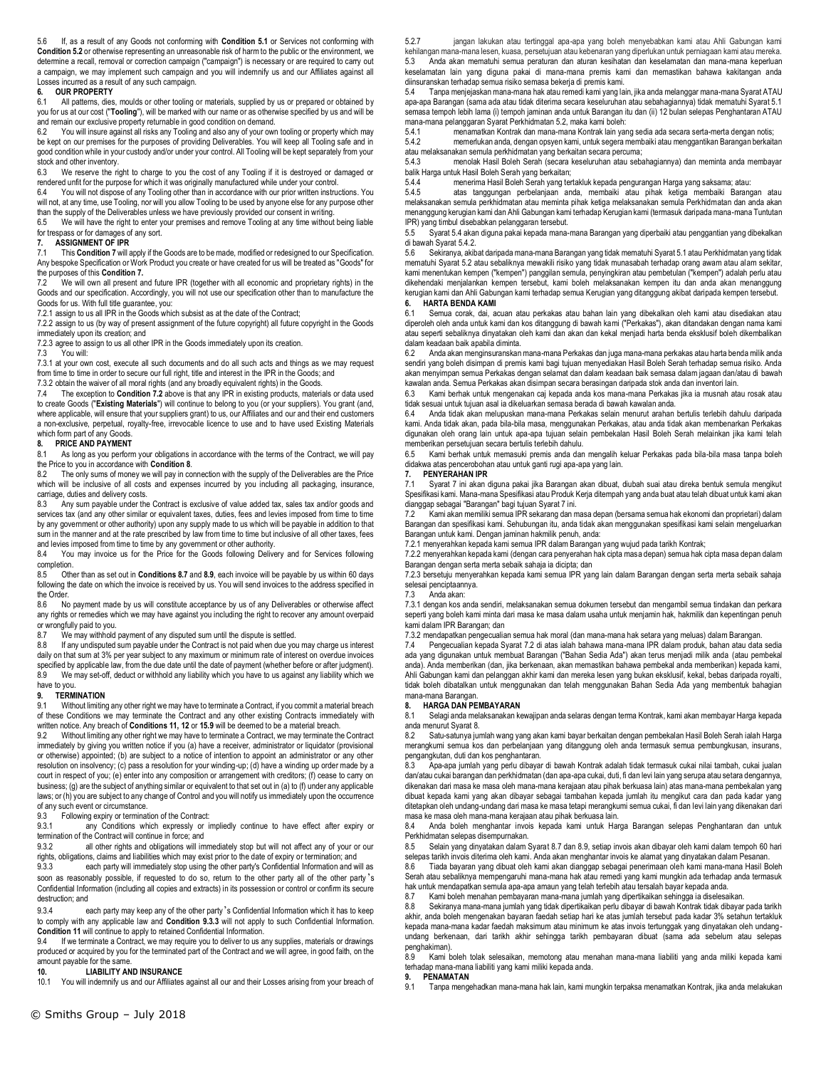5.6 If, as a result of any Goods not conforming with **Condition 5.1** or Services not conforming with **Condition 5.2** or otherwise representing an unreasonable risk of harm to the public or the environment, we determine a recall, removal or correction campaign ("campaign") is necessary or are required to carry out a campaign, we may implement such campaign and you will indemnify us and our Affiliates against all Losses incurred as a result of any such campaign.

## 6. OUR PROPERTY

6.1 All patterns, dies, moulds or other tooling or materials, supplied by us or prepared or obtained by you for us at our cost ("**Tooling**"), will be marked with our name or as otherwise specified by us and will be and remain our exclusive property returnable in good condition on demand.

6.2 You will insure against all risks any Tooling and also any of your own tooling or property which may be kept on our premises for the purposes of providing Deliverables. You will keep all Tooling safe and in good condition while in your custody and/or under your control. All Tooling will be kept separately from your stock and other inventory.

6.3 We reserve the right to charge to you the cost of any Tooling if it is destroyed or damaged or rendered unfit for the purpose for which it was originally manufactured while under your control.

6.4 You will not dispose of any Tooling other than in accordance with our prior written instructions. You will not, at any time, use Tooling, nor will you allow Tooling to be used by anyone else for any purpose other than the supply of the Deliverables unless we have previously provided our consent in writing.

6.5 We will have the right to enter your premises and remove Tooling at any time without being liable for trespass or for damages of any sort.

## 7. ASSIGNMENT OF IPR

7.1 This **Condition 7** will apply if the Goods are to be made, modified or redesigned to our Specification. Any bespoke Specification or Work Product you create or have created for us will be treated as "Goods" for the purposes of this **Condition 7.**

7.2 We will own all present and future IPR (together with all economic and proprietary rights) in the Goods and our specification. Accordingly, you will not use our specification other than to manufacture the Goods for us. With full title guarantee, you:

7.2.1 assign to us all IPR in the Goods which subsist as at the date of the Contract;

7.2.2 assign to us (by way of present assignment of the future copyright) all future copyright in the Goods immediately upon its creation; and

7.2.3 agree to assign to us all other IPR in the Goods immediately upon its creation.

7.3 You will:

7.3.1 at your own cost, execute all such documents and do all such acts and things as we may request from time to time in order to secure our full right, title and interest in the IPR in the Goods; and

7.3.2 obtain the waiver of all moral rights (and any broadly equivalent rights) in the Goods.

7.4 The exception to **Condition 7.2** above is that any IPR in existing products, materials or data used to create Goods ("**Existing Materials**") will continue to belong to you (or your suppliers). You grant (and, where applicable, will ensure that your suppliers grant) to us, our Affiliates and our and their end customers a non-exclusive, perpetual, royalty-free, irrevocable licence to use and to have used Existing Materials which form part of any Goods.

## 8. PRICE AND PAYMENT

8.1 As long as you perform your obligations in accordance with the terms of the Contract, we will pay the Price to you in accordance with **Condition 8**.

8.2 The only sums of money we will pay in connection with the supply of the Deliverables are the Price which will be inclusive of all costs and expenses incurred by you including all packaging, insurance, carriage, duties and delivery costs.

8.3 Any sum payable under the Contract is exclusive of value added tax, sales tax and/or goods and services tax (and any other similar or equivalent taxes, duties, fees and levies imposed from time to time by any government or other authority) upon any supply made to us which will be payable in addition to that sum in the manner and at the rate prescribed by law from time to time but inclusive of all other taxes, fees and levies imposed from time to time by any government or other authority.

8.4 You may invoice us for the Price for the Goods following Delivery and for Services following completion.

8.5 Other than as set out in **Conditions 8.7** and **8.9**, each invoice will be payable by us within 60 days following the date on which the invoice is received by us. You will send invoices to the address specified in the Order.

8.6 No payment made by us will constitute acceptance by us of any Deliverables or otherwise affect any rights or remedies which we may have against you including the right to recover any amount overpaid or wrongfully paid to you.

8.7 We may withhold payment of any disputed sum until the dispute is settled.

8.8 If any undisputed sum payable under the Contract is not paid when due you may charge us interest daily on that sum at 3% per year subject to any maximum or minimum rate of interest on overdue invoices specified by applicable law, from the due date until the date of payment (whether before or after judgment).

8.9 We may set-off, deduct or withhold any liability which you have to us against any liability which we have to you.

## 9. TERMINATION

9.1 Without limiting any other right we may have to terminate a Contract, if you commit a material breach of these Conditions we may terminate the Contract and any other existing Contracts immediately with written notice. Any breach of **Conditions 11, 12** or **15.9** will be deemed to be a material breach.

9.2 Without limiting any other right we may have to terminate a Contract, we may terminate the Contract immediately by giving you written notice if you (a) have a receiver, administrator or liquidator (provisional or otherwise) appointed; (b) are subject to a notice of intention to appoint an administrator or any other resolution on insolvency; (c) pass a resolution for your winding-up; (d) have a winding up order made by a court in respect of you; (e) enter into any composition or arrangement with creditors; (f) cease to carry on business; (g) are the subject of anything similar or equivalent to that set out in (a) to (f) under any applicable laws; or (h) you are subject to any change of Control and you will notify us immediately upon the occurrence of any such event or circumstance.

9.3 Following expiry or termination of the Contract:

9.3.1 any Conditions which expressly or impliedly continue to have effect after expiry or termination of the Contract will continue in force; and

9.3.2 all other rights and obligations will immediately stop but will not affect any of your or our rights, obligations, claims and liabilities which may exist prior to the date of expiry or termination; and

9.3.3 each party will immediately stop using the other party's Confidential Information and will as soon as reasonably possible, if requested to do so, return to the other party all of the other party's Confidential Information (including all copies and extracts) in its possession or control or confirm its secure destruction; and

9.3.4 each party may keep any of the other party's Confidential Information which it has to keep to comply with any applicable law and **Condition 9.3.3** will not apply to such Confidential Information. **Condition 11** will continue to apply to retained Confidential Information.

9.4 If we terminate a Contract, we may require you to deliver to us any supplies, materials or drawings produced or acquired by you for the terminated part of the Contract and we will agree, in good faith, on the amount payable for the same.

## 10. LIABILITY AND INSURANCE

10.1 You will indemnify us and our Affiliates against all our and their Losses arising from your breach of

5.2.7 jangan lakukan atau tertinggal apa-apa yang boleh menyebabkan kami atau Ahli Gabungan kami kehilangan mana-mana lesen, kuasa, persetujuan atau kebenaran yang diperlukan untuk perniagaan kami atau mereka.

5.3 Anda akan mematuhi semua peraturan dan aturan kesihatan dan keselamatan dan mana-mana keperluan keselamatan lain yang diguna pakai di mana-mana premis kami dan memastikan bahawa kakitangan anda diinsuranskan terhadap semua risiko semasa bekerja di premis kami.

5.4 Tanpa menjejaskan mana-mana hak atau remedi kami yang lain, jika anda melanggar mana-mana Syarat ATAU apa-apa Barangan (sama ada atau tidak diterima secara keseluruhan atau sebahagiannya) tidak mematuhi Syarat 5.1 semasa tempoh lebih lama (i) tempoh jaminan anda untuk Barangan itu dan (ii) 12 bulan selepas Penghantaran ATAU mana-mana pelanggaran Syarat Perkhidmatan 5.2, maka kami boleh:

5.4.1 menamatkan Kontrak dan mana-mana Kontrak lain yang sedia ada secara serta-merta dengan notis;

5.4.2 memerlukan anda, dengan opsyen kami, untuk segera membaiki atau menggantikan Barangan berkaitan atau melaksanakan semula perkhidmatan yang berkaitan secara percuma;

5.4.3 menolak Hasil Boleh Serah (secara keseluruhan atau sebahagiannya) dan meminta anda membayar balik Harga untuk Hasil Boleh Serah yang berkaitan;

5.4.4 menerima Hasil Boleh Serah yang tertakluk kepada pengurangan Harga yang saksama; atau:

5.4.5 atas tanggungan perbelanjaan anda, membaiki atau pihak ketiga membaiki Barangan atau melaksanakan semula perkhidmatan atau meminta pihak ketiga melaksanakan semula Perkhidmatan dan anda akan menanggung kerugian kami dan Ahli Gabungan kami terhadap Kerugian kami (termasuk daripada mana-mana Tuntutan IPR) yang timbul disebabkan pelanggaran tersebut.

5.5 Syarat 5.4 akan diguna pakai kepada mana-mana Barangan yang diperbaiki atau penggantian yang dibekalkan di bawah Syarat 5.4.2.

5.6 Sekiranya, akibat daripada mana-mana Barangan yang tidak mematuhi Syarat 5.1 atau Perkhidmatan yang tidak mematuhi Syarat 5.2 atau sebaliknya mewakili risiko yang tidak munasabah terhadap orang awam atau alam sekitar, kami menentukan kempen ("kempen") panggilan semula, penyingkiran atau pembetulan ("kempen") adalah perlu atau dikehendaki menjalankan kempen tersebut, kami boleh melaksanakan kempen itu dan anda akan menanggung kerugian kami dan Ahli Gabungan kami terhadap semua Kerugian yang ditanggung akibat daripada kempen tersebut.

## 6. HARTA BENDA KAMI

6.1 Semua corak, dai, acuan atau perkakas atau bahan lain yang dibekalkan oleh kami atau disediakan atau diperoleh oleh anda untuk kami dan kos ditanggung di bawah kami ("Perkakas"), akan ditandakan dengan nama kami atau seperti sebaliknya dinyatakan oleh kami dan akan dan kekal menjadi harta benda eksklusif boleh dikembalikan dalam keadaan baik apabila diminta.

6.2 Anda akan menginsuranskan mana-mana Perkakas dan juga mana-mana perkakas atau harta benda milik anda sendiri yang boleh disimpan di premis kami bagi tujuan menyediakan Hasil Boleh Serah terhadap semua risiko. Anda akan menyimpan semua Perkakas dengan selamat dan dalam keadaan baik semasa dalam jagaan dan/atau di bawah kawalan anda. Semua Perkakas akan disimpan secara berasingan daripada stok anda dan inventori lain.

6.3 Kami berhak untuk mengenakan caj kepada anda kos mana-mana Perkakas jika ia musnah atau rosak atau tidak sesuai untuk tujuan asal ia dikeluarkan semasa berada di bawah kawalan anda.

6.4 Anda tidak akan melupuskan mana-mana Perkakas selain menurut arahan bertulis terlebih dahulu daripada kami. Anda tidak akan, pada bila-bila masa, menggunakan Perkakas, atau anda tidak akan membenarkan Perkakas digunakan oleh orang lain untuk apa-apa tujuan selain pembekalan Hasil Boleh Serah melainkan jika kami telah memberikan persetujuan secara bertulis terlebih dahulu.

6.5 Kami berhak untuk memasuki premis anda dan mengalih keluar Perkakas pada bila-bila masa tanpa boleh didakwa atas pencerobohan atau untuk ganti rugi apa-apa yang lain.

## 7. PENYERAHAN IPR

7.1 Syarat 7 ini akan diguna pakai jika Barangan akan dibuat, diubah suai atau direka bentuk semula mengikut Spesifikasi kami. Mana-mana Spesifikasi atau Produk Kerja ditempah yang anda buat atau telah dibuat untuk kami akan dianggap sebagai "Barangan" bagi tujuan Syarat 7 ini.

7.2 Kami akan memiliki semua IPR sekarang dan masa depan (bersama semua hak ekonomi dan proprietari) dalam Barangan dan spesifikasi kami. Sehubungan itu, anda tidak akan menggunakan spesifikasi kami selain mengeluarkan Barangan untuk kami. Dengan jaminan hakmilik penuh, anda:

7.2.1 menyerahkan kepada kami semua IPR dalam Barangan yang wujud pada tarikh Kontrak;

7.2.2 menyerahkan kepada kami (dengan cara penyerahan hak cipta masa depan) semua hak cipta masa depan dalam Barangan dengan serta merta sebaik sahaja ia dicipta; dan

7.2.3 bersetuju menyerahkan kepada kami semua IPR yang lain dalam Barangan dengan serta merta sebaik sahaja selesai penciptaannya.

7.3 Anda akan:

7.3.1 dengan kos anda sendiri, melaksanakan semua dokumen tersebut dan mengambil semua tindakan dan perkara seperti yang boleh kami minta dari masa ke masa dalam usaha untuk menjamin hak, hakmilik dan kepentingan penuh kami dalam IPR Barangan; dan

7.3.2 mendapatkan pengecualian semua hak moral (dan mana-mana hak setara yang meluas) dalam Barangan.

7.4 Pengecualian kepada Syarat 7.2 di atas ialah bahawa mana-mana IPR dalam produk, bahan atau data sedia ada yang digunakan untuk membuat Barangan ("Bahan Sedia Ada") akan terus menjadi milik anda (atau pembekal anda). Anda memberikan (dan, jika berkenaan, akan memastikan bahawa pembekal anda memberikan) kepada kami, Ahli Gabungan kami dan pelanggan akhir kami dan mereka lesen yang bukan eksklusif, kekal, bebas daripada royalti, tidak boleh dibatalkan untuk menggunakan dan telah menggunakan Bahan Sedia Ada yang membentuk bahagian mana-mana Barangan.

## 8. HARGA DAN PEMBAYARAN

8.1 Selagi anda melaksanakan kewajipan anda selaras dengan terma Kontrak, kami akan membayar Harga kepada anda menurut Syarat 8.

8.2 Satu-satunya jumlah wang yang akan kami bayar berkaitan dengan pembekalan Hasil Boleh Serah ialah Harga merangkumi semua kos dan perbelanjaan yang ditanggung oleh anda termasuk semua pembungkusan, insurans, pengangkutan, duti dan kos penghantaran.

8.3 Apa-apa jumlah yang perlu dibayar di bawah Kontrak adalah tidak termasuk cukai nilai tambah, cukai jualan dan/atau cukai barangan dan perkhidmatan (dan apa-apa cukai, duti, fi dan levi lain yang serupa atau setara dengannya, dikenakan dari masa ke masa oleh mana-mana kerajaan atau pihak berkuasa lain) atas mana-mana pembekalan yang dibuat kepada kami yang akan dibayar sebagai tambahan kepada jumlah itu mengikut cara dan pada kadar yang ditetapkan oleh undang-undang dari masa ke masa tetapi merangkumi semua cukai, fi dan levi lain yang dikenakan dari masa ke masa oleh mana-mana kerajaan atau pihak berkuasa lain.

8.4 Anda boleh menghantar invois kepada kami untuk Harga Barangan selepas Penghantaran dan untuk Perkhidmatan selepas disempurnakan.

8.5 Selain yang dinyatakan dalam Syarat 8.7 dan 8.9, setiap invois akan dibayar oleh kami dalam tempoh 60 hari selepas tarikh invois diterima oleh kami. Anda akan menghantar invois ke alamat yang dinyatakan dalam Pesanan.

8.6 Tiada bayaran yang dibuat oleh kami akan dianggap sebagai penerimaan oleh kami mana-mana Hasil Boleh Serah atau sebaliknya mempengaruhi mana-mana hak atau remedi yang kami mungkin ada terhadap anda termasuk hak untuk mendapatkan semula apa-apa amaun yang telah terlebih atau tersalah bayar kepada anda.

8.7 Kami boleh menahan pembayaran mana-mana jumlah yang dipertikaikan sehingga ia diselesaikan.

8.8 Sekiranya mana-mana jumlah yang tidak dipertikaikan perlu dibayar di bawah Kontrak tidak dibayar pada tarikh akhir, anda boleh mengenakan bayaran faedah setiap hari ke atas jumlah tersebut pada kadar 3% setahun tertakluk kepada mana-mana kadar faedah maksimum atau minimum ke atas invois tertunggak yang dinyatakan oleh undang-undang berkenaan, dari tarikh akhir sehingga tarikh pembayaran dibuat (sama ada sebelum atau selepas penghakiman).

8.9 Kami boleh tolak selesaikan, memotong atau menahan mana-mana liabiliti yang anda miliki kepada kami terhadap mana-mana liabiliti yang kami miliki kepada anda.

## 9. PENAMATAN

9.1 Tanpa mengehadkan mana-mana hak lain, kami mungkin terpaksa menamatkan Kontrak, jika anda melakukan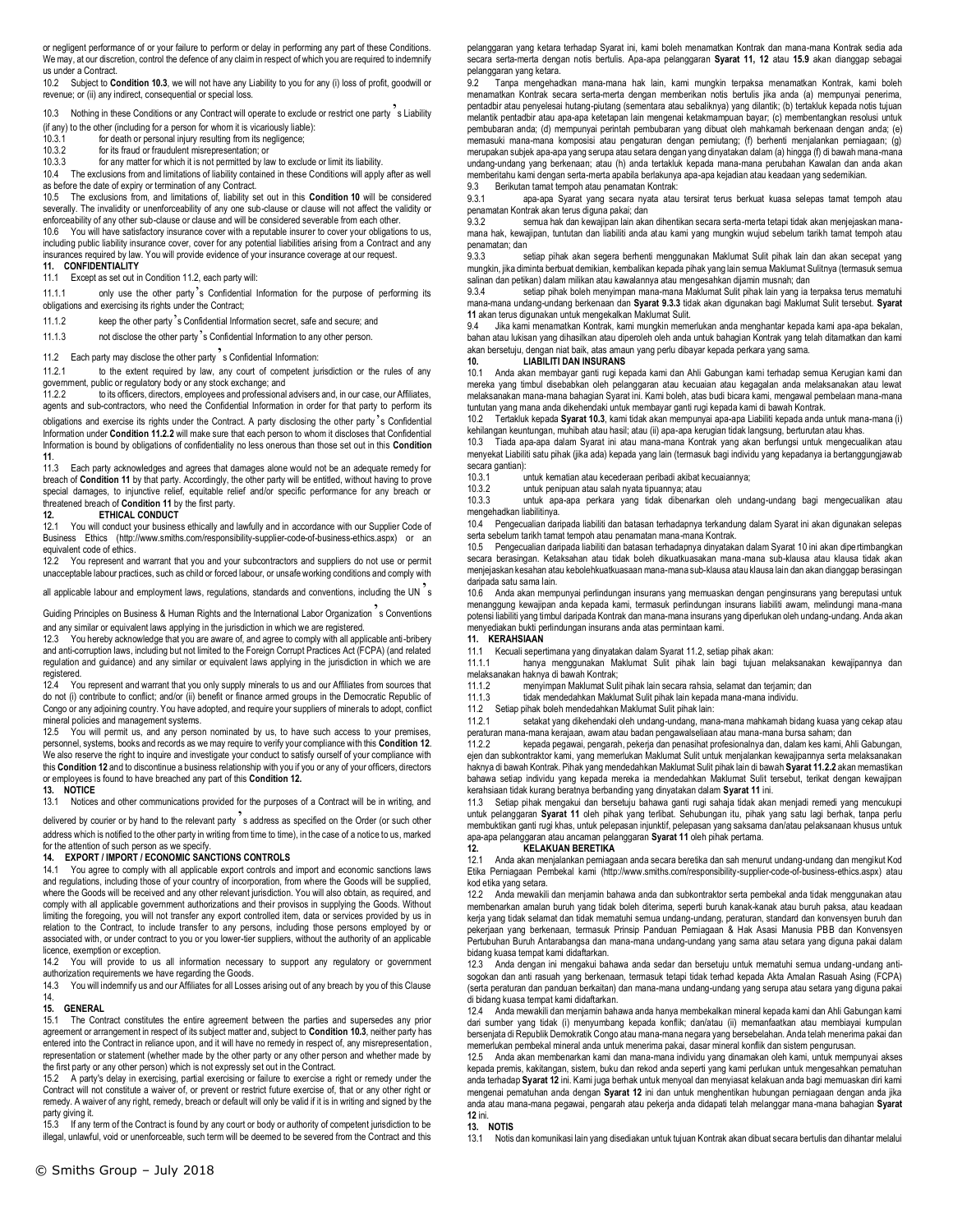or negligent performance of or your failure to perform or delay in performing any part of these Conditions. We may, at our discretion, control the defence of any claim in respect of which you are required to indemnify us under a Contract.

10.2 Subject to **Condition 10.3**, we will not have any Liability to you for any (i) loss of profit, goodwill or revenue; or (ii) any indirect, consequential or special loss.

10.3 Nothing in these Conditions or any Contract will operate to exclude or restrict one party's Liability (if any) to the other (including for a person for whom it is vicariously liable):

10.3.1 for death or personal injury resulting from its negligence;

10.3.2 for its fraud or fraudulent misrepresentation; or

10.3.3 for any matter for which it is not permitted by law to exclude or limit its liability.

10.4 The exclusions from and limitations of liability contained in these Conditions will apply after as well as before the date of expiry or termination of any Contract.

10.5 The exclusions from, and limitations of, liability set out in this **Condition 10** will be considered severally. The invalidity or unenforceability of any one sub-clause or clause will not affect the validity or enforceability of any other sub-clause or clause and will be considered severable from each other.

10.6 You will have satisfactory insurance cover with a reputable insurer to cover your obligations to us, including public liability insurance cover, cover for any potential liabilities arising from a Contract and any insurances required by law. You will provide evidence of your insurance coverage at our request.

## 11. CONFIDENTIALITY

11.1 Except as set out in Condition 11.2, each party will:

11.1.1 only use the other party's Confidential Information for the purpose of performing its obligations and exercising its rights under the Contract;

11.1.2 keep the other party's Confidential Information secret, safe and secure; and

11.1.3 not disclose the other party's Confidential Information to any other person.

11.2 Each party may disclose the other party's Confidential Information:

11.2.1 to the extent required by law, any court of competent jurisdiction or the rules of any government, public or regulatory body or any stock exchange; and

11.2.2 to its officers, directors, employees and professional advisers and, in our case, our Affiliates, agents and sub-contractors, who need the Confidential Information in order for that party to perform its obligations and exercise its rights under the Contract. A party disclosing the other party's Confidential Information under **Condition 11.2.2** will make sure that each person to whom it discloses that Confidential Information is bound by obligations of confidentiality no less onerous than those set out in this **Condition 11**.

11.3 Each party acknowledges and agrees that damages alone would not be an adequate remedy for breach of **Condition 11** by that party. Accordingly, the other party will be entitled, without having to prove special damages, to injunctive relief, equitable relief and/or specific performance for any breach or threatened breach of **Condition 11** by the first party.

## 12. ETHICAL CONDUCT

12.1 You will conduct your business ethically and lawfully and in accordance with our Supplier Code of Business Ethics (http://www.smiths.com/responsibility-supplier-code-of-business-ethics.aspx) or an equivalent code of ethics.

12.2 You represent and warrant that you and your subcontractors and suppliers do not use or permit unacceptable labour practices, such as child or forced labour, or unsafe working conditions and comply with all applicable labour and employment laws, regulations, standards and conventions, including the UN's Guiding Principles on Business & Human Rights and the International Labor Organization's Conventions and any similar or equivalent laws applying in the jurisdiction in which we are registered.

12.3 You hereby acknowledge that you are aware of, and agree to comply with all applicable anti-bribery and anti-corruption laws, including but not limited to the Foreign Corrupt Practices Act (FCPA) (and related regulation and guidance) and any similar or equivalent laws applying in the jurisdiction in which we are registered.

12.4 You represent and warrant that you only supply minerals to us and our Affiliates from sources that do not (i) contribute to conflict; and/or (ii) benefit or finance armed groups in the Democratic Republic of Congo or any adjoining country. You have adopted, and require your suppliers of minerals to adopt, conflict mineral policies and management systems.

12.5 You will permit us, and any person nominated by us, to have such access to your premises, personnel, systems, books and records as we may require to verify your compliance with this **Condition 12**. We also reserve the right to inquire and investigate your conduct to satisfy ourself of your compliance with this **Condition 12** and to discontinue a business relationship with you if you or any of your officers, directors or employees is found to have breached any part of this **Condition 12.**

## 13. NOTICE

13.1 Notices and other communications provided for the purposes of a Contract will be in writing, and delivered by courier or by hand to the relevant party's address as specified on the Order (or such other address which is notified to the other party in writing from time to time), in the case of a notice to us, marked for the attention of such person as we specify.

## 14. EXPORT / IMPORT / ECONOMIC SANCTIONS CONTROLS

14.1 You agree to comply with all applicable export controls and import and economic sanctions laws and regulations, including those of your country of incorporation, from where the Goods will be supplied, where the Goods will be received and any other relevant jurisdiction. You will also obtain, as required, and comply with all applicable government authorizations and their provisos in supplying the Goods. Without limiting the foregoing, you will not transfer any export controlled item, data or services provided by us in relation to the Contract, to include transfer to any persons, including those persons employed by or associated with, or under contract to you or your lower-tier suppliers, without the authority of an applicable licence, exemption or exception.

14.2 You will provide to us all information necessary to support any regulatory or government authorization requirements we have regarding the Goods.

14.3 You will indemnify us and our Affiliates for all Losses arising out of any breach by you of this Clause 14.

## 15. GENERAL

15.1 The Contract constitutes the entire agreement between the parties and supersedes any prior agreement or arrangement in respect of its subject matter and, subject to **Condition 10.3**, neither party has entered into the Contract in reliance upon, and it will have no remedy in respect of, any misrepresentation, representation or statement (whether made by the other party or any other person and whether made by the first party or any other person) which is not expressly set out in the Contract.

15.2 A party's delay in exercising, partial exercising or failure to exercise a right or remedy under the Contract will not constitute a waiver of, or prevent or restrict future exercise of, that or any other right or remedy. A waiver of any right, remedy, breach or default will only be valid if it is in writing and signed by the party giving it.

15.3 If any term of the Contract is found by any court or body or authority of competent jurisdiction to be illegal, unlawful, void or unenforceable, such term will be deemed to be severed from the Contract and this

pelanggaran yang ketara terhadap Syarat ini, kami boleh menamatkan Kontrak dan mana-mana Kontrak sedia ada secara serta-merta dengan notis bertulis. Apa-apa pelanggaran **Syarat 11, 12** atau **15.9** akan dianggap sebagai pelanggaran yang ketara.

9.2 Tanpa mengehadkan mana-mana hak lain, kami mungkin terpaksa menamatkan Kontrak, kami boleh menamatkan Kontrak secara serta-merta dengan memberikan notis bertulis jika anda (a) mempunyai penerima, pentadbir atau penyelesai hutang-piutang (sementara atau sebaliknya) yang dilantik; (b) tertakluk kepada notis tujuan melantik pentadbir atau apa-apa ketetapan lain mengenai ketakmampuan bayar; (c) membentangkan resolusi untuk pembubaran anda; (d) mempunyai perintah pembubaran yang dibuat oleh mahkamah berkenaan dengan anda; (e) memasuki mana-mana komposisi atau pengaturan dengan pemiutang; (f) berhenti menjalankan perniagaan; (g) merupakan subjek apa-apa yang serupa atau setara dengan yang dinyatakan dalam (a) hingga (f) di bawah mana-mana undang-undang yang berkenaan; atau (h) anda tertakluk kepada mana-mana perubahan Kawalan dan anda akan memberitahu kami dengan serta-merta apabila berlakunya apa-apa kejadian atau keadaan yang sedemikian.

9.3 Berikutan tamat tempoh atau penamatan Kontrak:

9.3.1 apa-apa Syarat yang secara nyata atau tersirat terus berkuat kuasa selepas tamat tempoh atau penamatan Kontrak akan terus diguna pakai; dan

9.3.2 semua hak dan kewajipan lain akan dihentikan secara serta-merta tetapi tidak akan menjejaskan mana-mana hak, kewajipan, tuntutan dan liabiliti anda atau kami yang mungkin wujud sebelum tarikh tamat tempoh atau penamatan; dan

9.3.3 setiap pihak akan segera berhenti menggunakan Maklumat Sulit pihak lain dan akan secepat yang mungkin, jika diminta berbuat demikian, kembalikan kepada pihak yang lain semua Maklumat Sulitnya (termasuk semua salinan dan petikan) dalam milikan atau kawalannya atau mengesahkan dijamin musnah; dan

9.3.4 setiap pihak boleh menyimpan mana-mana Maklumat Sulit pihak lain yang ia terpaksa terus mematuhi mana-mana undang-undang berkenaan dan **Syarat 9.3.3** tidak akan digunakan bagi Maklumat Sulit tersebut. **Syarat 11** akan terus digunakan untuk mengekalkan Maklumat Sulit.

9.4 Jika kami menamatkan Kontrak, kami mungkin memerlukan anda menghantar kepada kami apa-apa bekalan, bahan atau lukisan yang dihasilkan atau diperoleh oleh anda untuk bahagian Kontrak yang telah ditamatkan dan kami akan bersetuju, dengan niat baik, atas amaun yang perlu dibayar kepada perkara yang sama.

## 10. LIABILITI DAN INSURANS

10.1 Anda akan membayar ganti rugi kepada kami dan Ahli Gabungan kami terhadap semua Kerugian kami dan mereka yang timbul disebabkan oleh pelanggaran atau kecuaian atau kegagalan anda melaksanakan atau lewat melaksanakan mana-mana bahagian Syarat ini. Kami boleh, atas budi bicara kami, mengawal pembelaan mana-mana tuntutan yang mana anda dikehendaki untuk membayar ganti rugi kepada kami di bawah Kontrak.

10.2 Tertakluk kepada **Syarat 10.3**, kami tidak akan mempunyai apa-apa Liabiliti kepada anda untuk mana-mana (i) kehilangan keuntungan, muhibah atau hasil; atau (ii) apa-apa kerugian tidak langsung, berturutan atau khas.

10.3 Tiada apa-apa dalam Syarat ini atau mana-mana Kontrak yang akan berfungsi untuk mengecualikan atau menyekat Liabiliti satu pihak (jika ada) kepada yang lain (termasuk bagi individu yang kepadanya ia bertanggungjawab secara gantian):

10.3.1 untuk kematian atau kecederaan peribadi akibat kecuaiannya;

10.3.2 untuk penipuan atau salah nyata tipuannya; atau

10.3.3 untuk apa-apa perkara yang tidak dibenarkan oleh undang-undang bagi mengecualikan atau mengehadkan liabilitinya.

10.4 Pengecualian daripada liabiliti dan batasan terhadapnya terkandung dalam Syarat ini akan digunakan selepas serta sebelum tarikh tamat tempoh atau penamatan mana-mana Kontrak.

10.5 Pengecualian daripada liabiliti dan batasan terhadapnya dinyatakan dalam Syarat 10 ini akan dipertimbangkan secara berasingan. Ketaksahan atau tidak boleh dikuatkuasakan mana-mana sub-klausa atau klausa tidak akan menjejaskan kesahan atau kebolehkuatkuasaan mana-mana sub-klausa atau klausa lain dan akan dianggap berasingan daripada satu sama lain.

10.6 Anda akan mempunyai perlindungan insurans yang memuaskan dengan penginsurans yang bereputasi untuk menanggung kewajipan anda kepada kami, termasuk perlindungan insurans liabiliti awam, melindungi mana-mana potensi liabiliti yang timbul daripada Kontrak dan mana-mana insurans yang diperlukan oleh undang-undang. Anda akan menyediakan bukti perlindungan insurans anda atas permintaan kami.

## 11. KERAHSIAAN

11.1 Kecuali sepertimana yang dinyatakan dalam Syarat 11.2, setiap pihak akan:

11.1.1 hanya menggunakan Maklumat Sulit pihak lain bagi tujuan melaksanakan kewajipannya dan melaksanakan haknya di bawah Kontrak;

11.1.2 menyimpan Maklumat Sulit pihak lain secara rahsia, selamat dan terjamin; dan

11.1.3 tidak mendedahkan Maklumat Sulit pihak lain kepada mana-mana individu.

11.2 Setiap pihak boleh mendedahkan Maklumat Sulit pihak lain:

11.2.1 setakat yang dikehendaki oleh undang-undang, mana-mana mahkamah bidang kuasa yang cekap atau peraturan mana-mana kerajaan, awam atau badan pengawalseliaan atau mana-mana bursa saham; dan

11.2.2 kepada pegawai, pengarah, pekerja dan penasihat profesionalnya dan, dalam kes kami, Ahli Gabungan, ejen dan subkontraktor kami, yang memerlukan Maklumat Sulit untuk menjalankan kewajipannya serta melaksanakan haknya di bawah Kontrak. Pihak yang mendedahkan Maklumat Sulit pihak lain di bawah **Syarat 11.2.2** akan memastikan bahawa setiap individu yang kepada mereka ia mendedahkan Maklumat Sulit tersebut, terikat dengan kewajipan kerahsiaan tidak kurang beratnya berbanding yang dinyatakan dalam **Syarat 11** ini.

11.3 Setiap pihak mengakui dan bersetuju bahawa ganti rugi saja tidak akan menjadi remedi yang mencukupi untuk pelanggaran **Syarat 11** oleh pihak yang terlibat. Sehubungan itu, pihak yang satu lagi berhak, tanpa perlu membuktikan ganti rugi khas, untuk pelepasan injunktif, pelepasan yang saksama dan/atau pelaksanaan khusus untuk apa-apa pelanggaran atau ancaman pelanggaran **Syarat 11** oleh pihak pertama.

## 12. KELAKUAN BERETIKA

12.1 Anda akan menjalankan perniagaan anda secara beretika dan sah dan menurut undang-undang dan mengikut Kod Etika Perniagaan Pembekal kami (http://www.smiths.com/responsibility-supplier-code-of-business-ethics.aspx) atau kod etika yang setara.

12.2 Anda mewakili dan menjamin bahawa anda dan subkontraktor serta pembekal anda tidak menggunakan atau membenarkan amalan buruh yang tidak boleh diterima, seperti buruh kanak-kanak atau buruh paksa, atau keadaan kerja yang tidak selamat dan tidak mematuhi semua undang-undang, peraturan, standard dan konvensyen buruh dan pekerjaan yang berkenaan, termasuk Prinsip Panduan Perniagaan & Hak Asasi Manusia PBB dan Konvensyen Pertubuhan Buruh Antarabangsa dan mana-mana undang-undang yang sama atau setara yang diguna pakai dalam bidang kuasa tempat kami didaftarkan.

12.3 Anda dengan ini mengakui bahawa anda sedar dan bersetuju untuk mematuhi semua undang-undang anti-sogokan dan anti rasuah yang berkenaan, termasuk tetapi tidak terhad kepada Akta Amalan Rasuah Asing (FCPA) (serta peraturan dan panduan berkaitan) dan mana-mana undang-undang yang serupa atau setara yang diguna pakai di bidang kuasa tempat kami didaftarkan.

12.4 Anda mewakili dan menjamin bahawa anda hanya membekalkan mineral kepada kami dan Ahli Gabungan kami dari sumber yang tidak (i) menyumbang kepada konflik; dan/atau (ii) memanfaatkan atau membiayai kumpulan bersenjata di Republik Demokratik Congo atau mana-mana negara yang bersebelahan. Anda telah menerima pakai dan memerlukan pembekal mineral anda untuk menerima pakai, dasar mineral konflik dan sistem pengurusan.

12.5 Anda akan membenarkan kami dan mana-mana individu yang dinamakan oleh kami, untuk mempunyai akses kepada premis, kakitangan, sistem, buku dan rekod anda seperti yang kami perlukan untuk mengesahkan pematuhan anda terhadap **Syarat 12** ini. Kami juga berhak untuk menyoal dan menyiasat kelakuan anda bagi memuaskan diri kami mengenai pematuhan anda dengan **Syarat 12** ini dan untuk menghentikan hubungan perniagaan dengan anda jika anda atau mana-mana pegawai, pengarah atau pekerja anda didapati telah melanggar mana-mana bahagian **Syarat 12** ini.

## 13. NOTIS

13.1 Notis dan komunikasi lain yang disediakan untuk tujuan Kontrak akan dibuat secara bertulis dan dihantar melalui

© Smiths Group – July 2018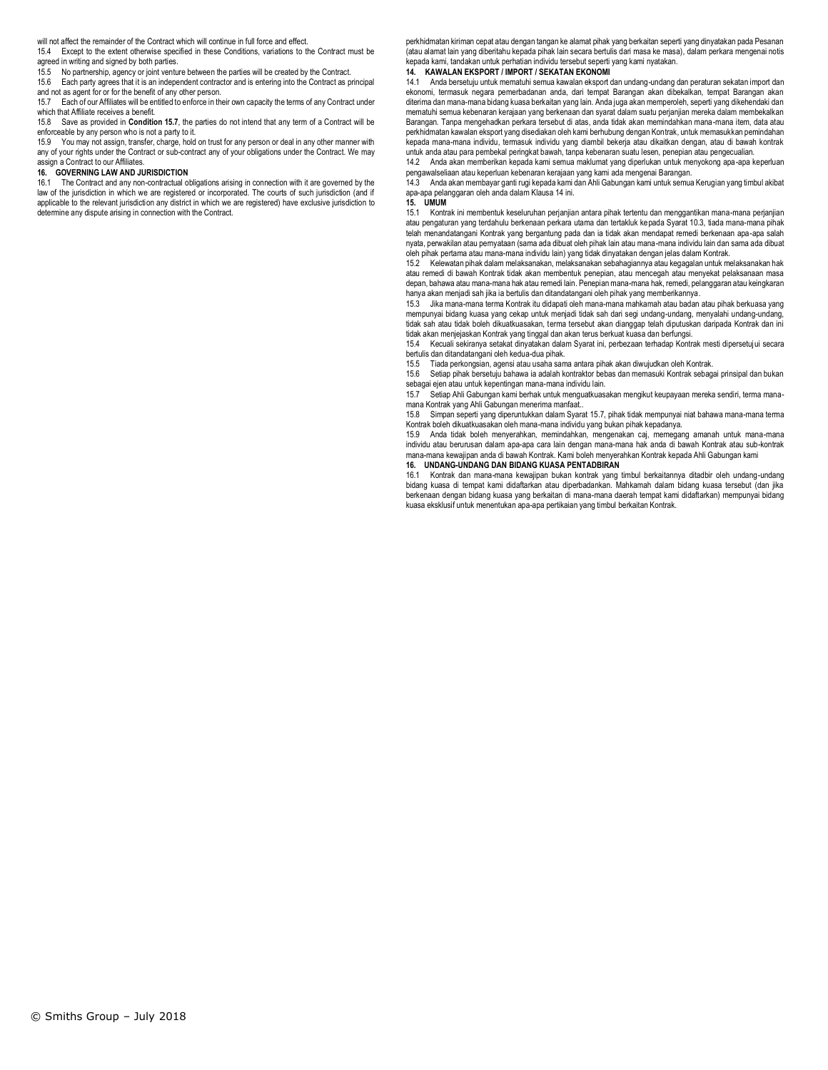will not affect the remainder of the Contract which will continue in full force and effect.

15.4 Except to the extent otherwise specified in these Conditions, variations to the Contract must be agreed in writing and signed by both parties.

15.5 No partnership, agency or joint venture between the parties will be created by the Contract.

15.6 Each party agrees that it is an independent contractor and is entering into the Contract as principal and not as agent for or for the benefit of any other person.

15.7 Each of our Affiliates will be entitled to enforce in their own capacity the terms of any Contract under which that Affiliate receives a benefit.

15.8 Save as provided in **Condition 15.7**, the parties do not intend that any term of a Contract will be enforceable by any person who is not a party to it.

15.9 You may not assign, transfer, charge, hold on trust for any person or deal in any other manner with any of your rights under the Contract or sub-contract any of your obligations under the Contract. We may assign a Contract to our Affiliates.

**16. GOVERNING LAW AND JURISDICTION**

16.1 The Contract and any non-contractual obligations arising in connection with it are governed by the law of the jurisdiction in which we are registered or incorporated. The courts of such jurisdiction (and if applicable to the relevant jurisdiction any district in which we are registered) have exclusive jurisdiction to determine any dispute arising in connection with the Contract.

perkhidmatan kiriman cepat atau dengan tangan ke alamat pihak yang berkaitan seperti yang dinyatakan pada Pesanan (atau alamat lain yang diberitahu kepada pihak lain secara bertulis dari masa ke masa), dalam perkara mengenai notis kepada kami, tandakan untuk perhatian individu tersebut seperti yang kami nyatakan.

**14. KAWALAN EKSPORT / IMPORT / SEKATAN EKONOMI**

14.1 Anda bersetuju untuk mematuhi semua kawalan eksport dan undang-undang dan peraturan sekatan import dan ekonomi, termasuk negara pemerbadanan anda, dari tempat Barangan akan dibekalkan, tempat Barangan akan diterima dan mana-mana bidang kuasa berkaitan yang lain. Anda juga akan memperoleh, seperti yang dikehendaki dan mematuhi semua kebenaran kerajaan yang berkenaan dan syarat dalam suatu perjanjian mereka dalam membekalkan Barangan. Tanpa mengehadkan perkara tersebut di atas, anda tidak akan memindahkan mana-mana item, data atau perkhidmatan kawalan eksport yang disediakan oleh kami berhubung dengan Kontrak, untuk memasukkan pemindahan kepada mana-mana individu, termasuk individu yang diambil bekerja atau dikaitkan dengan, atau di bawah kontrak untuk anda atau para pembekal peringkat bawah, tanpa kebenaran suatu lesen, penepian atau pengecualian.

14.2 Anda akan memberikan kepada kami semua maklumat yang diperlukan untuk menyokong apa-apa keperluan pengawalseliaan atau keperluan kebenaran kerajaan yang kami ada mengenai Barangan.

14.3 Anda akan membayar ganti rugi kepada kami dan Ahli Gabungan kami untuk semua Kerugian yang timbul akibat apa-apa pelanggaran oleh anda dalam Klausa 14 ini.

**15. UMUM**

15.1 Kontrak ini membentuk keseluruhan perjanjian antara pihak tertentu dan menggantikan mana-mana perjanjian atau pengaturan yang terdahulu berkenaan perkara utama dan tertakluk kepada Syarat 10.3, tiada mana-mana pihak telah menandatangani Kontrak yang bergantung pada dan ia tidak akan mendapat remedi berkenaan apa-apa salah nyata, perwakilan atau pernyataan (sama ada dibuat oleh pihak lain atau mana-mana individu lain dan sama ada dibuat oleh pihak pertama atau mana-mana individu lain) yang tidak dinyatakan dengan jelas dalam Kontrak.

15.2 Kelewatan pihak dalam melaksanakan, melaksanakan sebahagiannya atau kegagalan untuk melaksanakan hak atau remedi di bawah Kontrak tidak akan membentuk penepian, atau mencegah atau menyekat pelaksanaan masa depan, bahawa atau mana-mana hak atau remedi lain. Penepian mana-mana hak, remedi, pelanggaran atau keingkaran hanya akan menjadi sah jika ia bertulis dan ditandatangani oleh pihak yang memberikannya.

15.3 Jika mana-mana terma Kontrak itu didapati oleh mana-mana mahkamah atau badan atau pihak berkuasa yang mempunyai bidang kuasa yang cekap untuk menjadi tidak sah dari segi undang-undang, menyalahi undang-undang, tidak sah atau tidak boleh dikuatkuasakan, terma tersebut akan dianggap telah diputuskan daripada Kontrak dan ini tidak akan menjejaskan Kontrak yang tinggal dan akan terus berkuat kuasa dan berfungsi.

15.4 Kecuali sekiranya setakat dinyatakan dalam Syarat ini, perbezaan terhadap Kontrak mesti dipersetujui secara bertulis dan ditandatangani oleh kedua-dua pihak.

15.5 Tiada perkongsian, agensi atau usaha sama antara pihak akan diwujudkan oleh Kontrak.

15.6 Setiap pihak bersetuju bahawa ia adalah kontraktor bebas dan memasuki Kontrak sebagai prinsipal dan bukan sebagai ejen atau untuk kepentingan mana-mana individu lain.

15.7 Setiap Ahli Gabungan kami berhak untuk menguatkuasakan mengikut keupayaan mereka sendiri, terma mana-mana Kontrak yang Ahli Gabungan menerima manfaat..

15.8 Simpan seperti yang diperuntukkan dalam Syarat 15.7, pihak tidak mempunyai niat bahawa mana-mana terma Kontrak boleh dikuatkuasakan oleh mana-mana individu yang bukan pihak kepadanya.

15.9 Anda tidak boleh menyerahkan, memindahkan, mengenakan caj, memegang amanah untuk mana-mana individu atau berurusan dalam apa-apa cara lain dengan mana-mana hak anda di bawah Kontrak atau sub-kontrak mana-mana kewajipan anda di bawah Kontrak. Kami boleh menyerahkan Kontrak kepada Ahli Gabungan kami

**16. UNDANG-UNDANG DAN BIDANG KUASA PENTADBIRAN**

16.1 Kontrak dan mana-mana kewajipan bukan kontrak yang timbul berkaitannya ditadbir oleh undang-undang bidang kuasa di tempat kami didaftarkan atau diperbadankan. Mahkamah dalam bidang kuasa tersebut (dan jika berkenaan dengan bidang kuasa yang berkaitan di mana-mana daerah tempat kami didaftarkan) mempunyai bidang kuasa eksklusif untuk menentukan apa-apa pertikaian yang timbul berkaitan Kontrak.

© Smiths Group – July 2018